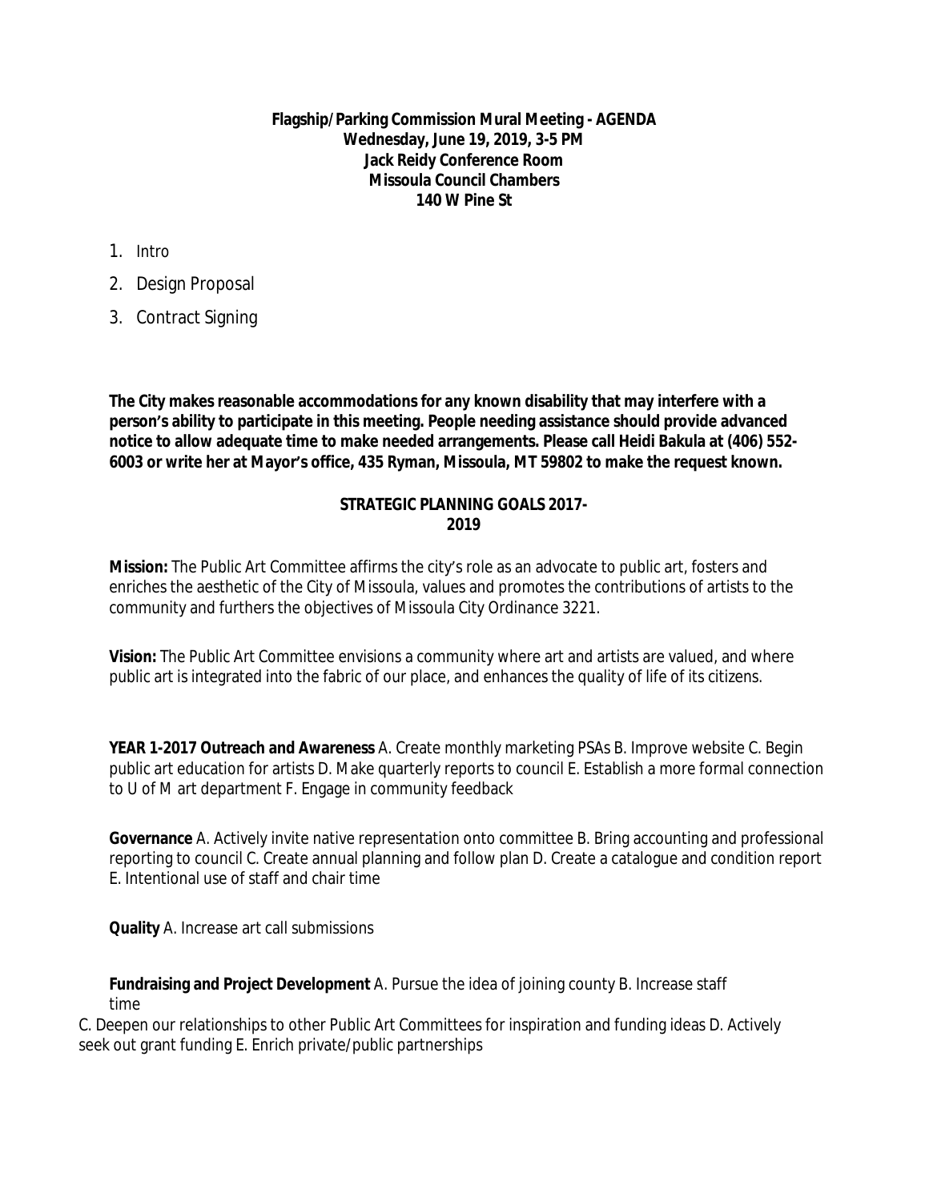**Flagship/Parking Commission Mural Meeting - AGENDA**
**Wednesday, June 19, 2019, 3-5 PM**
**Jack Reidy Conference Room**
**Missoula Council Chambers**
**140 W Pine St**

1. Intro
2. Design Proposal
3. Contract Signing

**The City makes reasonable accommodations for any known disability that may interfere with a person's ability to participate in this meeting. People needing assistance should provide advanced notice to allow adequate time to make needed arrangements. Please call Heidi Bakula at (406) 552-6003 or write her at Mayor's office, 435 Ryman, Missoula, MT 59802 to make the request known.**

## STRATEGIC PLANNING GOALS 2017-2019

**Mission:** The Public Art Committee affirms the city's role as an advocate to public art, fosters and enriches the aesthetic of the City of Missoula, values and promotes the contributions of artists to the community and furthers the objectives of Missoula City Ordinance 3221.

**Vision:** The Public Art Committee envisions a community where art and artists are valued, and where public art is integrated into the fabric of our place, and enhances the quality of life of its citizens.

**YEAR 1-2017 Outreach and Awareness** A. Create monthly marketing PSAs B. Improve website C. Begin public art education for artists D. Make quarterly reports to council E. Establish a more formal connection to U of M art department F. Engage in community feedback

**Governance** A. Actively invite native representation onto committee B. Bring accounting and professional reporting to council C. Create annual planning and follow plan D. Create a catalogue and condition report E. Intentional use of staff and chair time

**Quality** A. Increase art call submissions

**Fundraising and Project Development** A. Pursue the idea of joining county B. Increase staff time C. Deepen our relationships to other Public Art Committees for inspiration and funding ideas D. Actively seek out grant funding E. Enrich private/public partnerships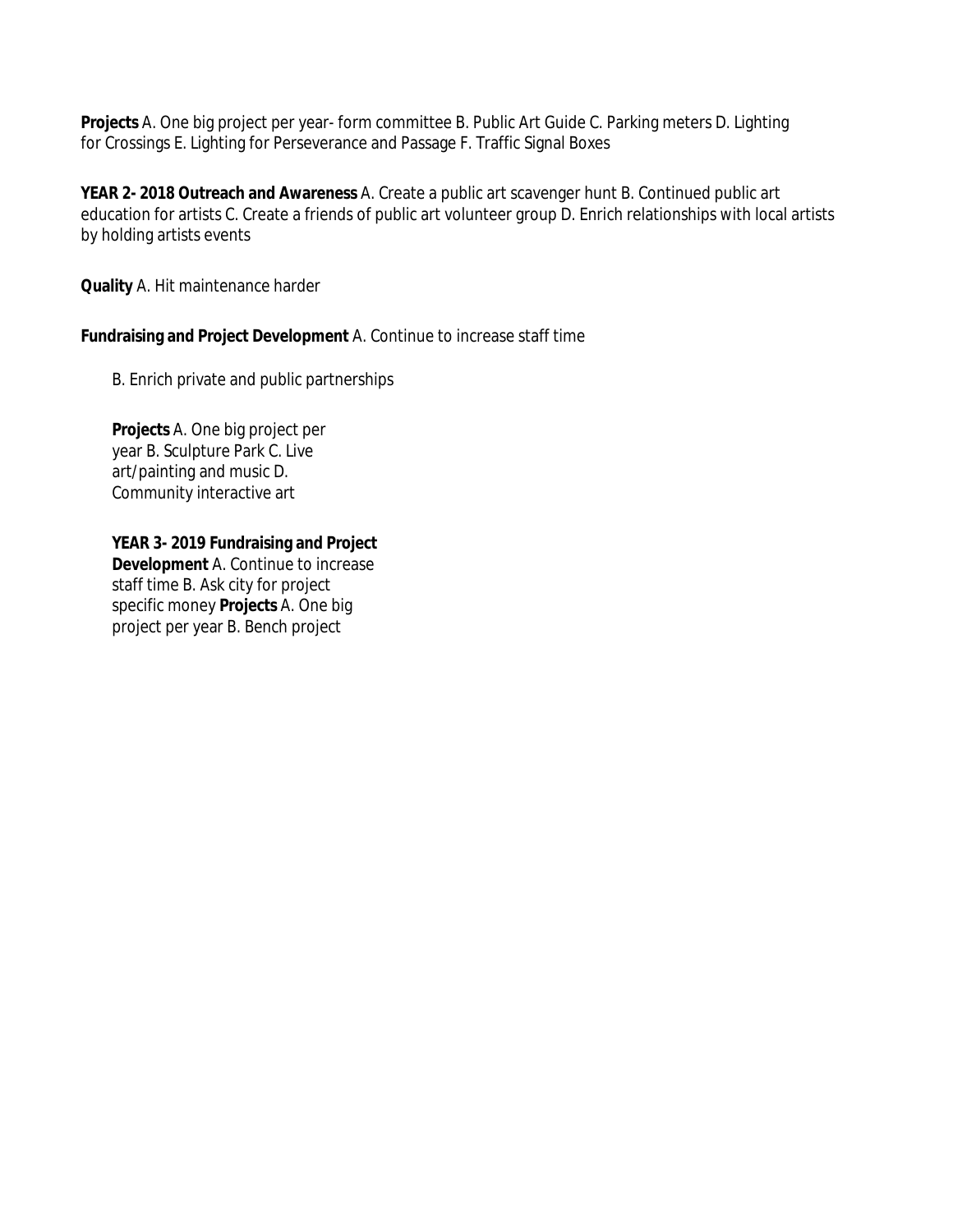**Projects** A. One big project per year- form committee B. Public Art Guide C. Parking meters D. Lighting for Crossings E. Lighting for Perseverance and Passage F. Traffic Signal Boxes

**YEAR 2- 2018 Outreach and Awareness** A. Create a public art scavenger hunt B. Continued public art education for artists C. Create a friends of public art volunteer group D. Enrich relationships with local artists by holding artists events

**Quality** A. Hit maintenance harder

**Fundraising and Project Development** A. Continue to increase staff time

B. Enrich private and public partnerships

**Projects** A. One big project per year B. Sculpture Park C. Live art/painting and music D. Community interactive art

**YEAR 3- 2019 Fundraising and Project Development** A. Continue to increase staff time B. Ask city for project specific money **Projects** A. One big project per year B. Bench project